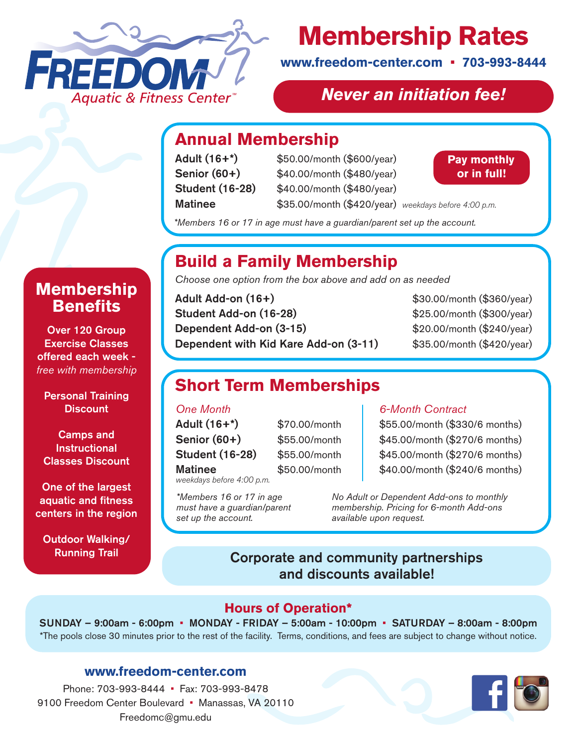# FREEDOM Aquatic & Fitness Center™

# Membership Rates

**www.freedom-center.com ▪ 703-993-8444**

***Never an initiation fee!***

## Annual Membership

**Pay monthly or in full!**

| | |
|---|---|
| **Adult (16+*)** | $50.00/month ($600/year) |
| **Senior (60+)** | $40.00/month ($480/year) |
| **Student (16-28)** | $40.00/month ($480/year) |
| **Matinee** | $35.00/month ($420/year) *weekdays before 4:00 p.m.* |

*\*Members 16 or 17 in age must have a guardian/parent set up the account.*

## Build a Family Membership

*Choose one option from the box above and add on as needed*

| | |
|---|---|
| **Adult Add-on (16+)** | $30.00/month ($360/year) |
| **Student Add-on (16-28)** | $25.00/month ($300/year) |
| **Dependent Add-on (3-15)** | $20.00/month ($240/year) |
| **Dependent with Kid Kare Add-on (3-11)** | $35.00/month ($420/year) |

## Short Term Memberships

| | *One Month* | *6-Month Contract* |
|---|---|---|
| **Adult (16+*)** | $70.00/month | $55.00/month ($330/6 months) |
| **Senior (60+)** | $55.00/month | $45.00/month ($270/6 months) |
| **Student (16-28)** | $55.00/month | $45.00/month ($270/6 months) |
| **Matinee** *weekdays before 4:00 p.m.* | $50.00/month | $40.00/month ($240/6 months) |

*\*Members 16 or 17 in age must have a guardian/parent set up the account.*

*No Adult or Dependent Add-ons to monthly membership. Pricing for 6-month Add-ons available upon request.*

## Membership Benefits

- **Over 120 Group Exercise Classes offered each week -** *free with membership*
- **Personal Training Discount**
- **Camps and Instructional Classes Discount**
- **One of the largest aquatic and fitness centers in the region**
- **Outdoor Walking/ Running Trail**

**Corporate and community partnerships and discounts available!**

## Hours of Operation*

**SUNDAY – 9:00am - 6:00pm ▪ MONDAY - FRIDAY – 5:00am - 10:00pm ▪ SATURDAY – 8:00am - 8:00pm**

\*The pools close 30 minutes prior to the rest of the facility. Terms, conditions, and fees are subject to change without notice.

**www.freedom-center.com**

Phone: 703-993-8444 ▪ Fax: 703-993-8478
9100 Freedom Center Boulevard ▪ Manassas, VA 20110
Freedomc@gmu.edu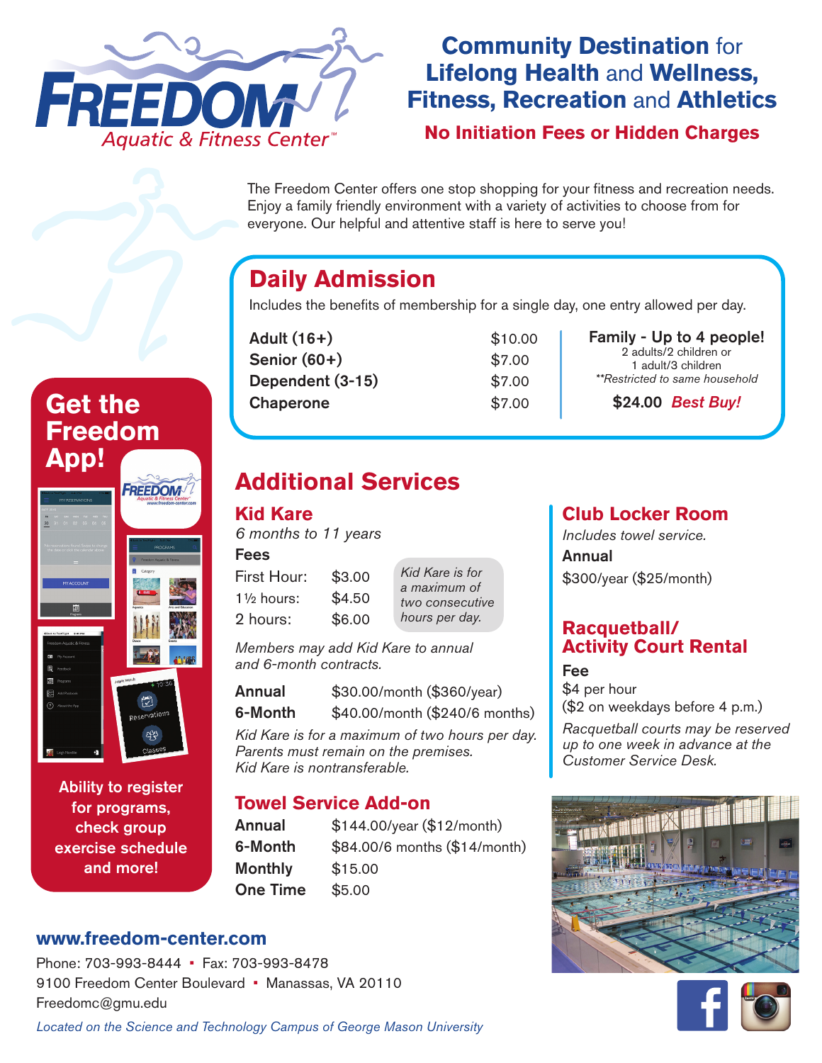# FREEDOM Aquatic & Fitness Center™

## Community Destination for Lifelong Health and Wellness, Fitness, Recreation and Athletics

**No Initiation Fees or Hidden Charges**

The Freedom Center offers one stop shopping for your fitness and recreation needs. Enjoy a family friendly environment with a variety of activities to choose from for everyone. Our helpful and attentive staff is here to serve you!

## Daily Admission

Includes the benefits of membership for a single day, one entry allowed per day.

| | |
|---|---|
| **Adult (16+)** | $10.00 |
| **Senior (60+)** | $7.00 |
| **Dependent (3-15)** | $7.00 |
| **Chaperone** | $7.00 |

**Family - Up to 4 people!**
2 adults/2 children or
1 adult/3 children
*\*\*Restricted to same household*

**$24.00** *Best Buy!*

## Get the Freedom App!

Ability to register for programs, check group exercise schedule and more!

## Additional Services

### Kid Kare

*6 months to 11 years*

**Fees**

| | |
|---|---|
| First Hour: | $3.00 |
| 1½ hours: | $4.50 |
| 2 hours: | $6.00 |

*Kid Kare is for a maximum of two consecutive hours per day.*

*Members may add Kid Kare to annual and 6-month contracts.*

| | |
|---|---|
| **Annual** | $30.00/month ($360/year) |
| **6-Month** | $40.00/month ($240/6 months) |

*Kid Kare is for a maximum of two hours per day.*
*Parents must remain on the premises.*
*Kid Kare is nontransferable.*

### Towel Service Add-on

| | |
|---|---|
| **Annual** | $144.00/year ($12/month) |
| **6-Month** | $84.00/6 months ($14/month) |
| **Monthly** | $15.00 |
| **One Time** | $5.00 |

### Club Locker Room

*Includes towel service.*

**Annual**

$300/year ($25/month)

### Racquetball/ Activity Court Rental

**Fee**

$4 per hour
($2 on weekdays before 4 p.m.)

*Racquetball courts may be reserved up to one week in advance at the Customer Service Desk.*

**www.freedom-center.com**

Phone: 703-993-8444 ▪ Fax: 703-993-8478
9100 Freedom Center Boulevard ▪ Manassas, VA 20110
Freedomc@gmu.edu

*Located on the Science and Technology Campus of George Mason University*